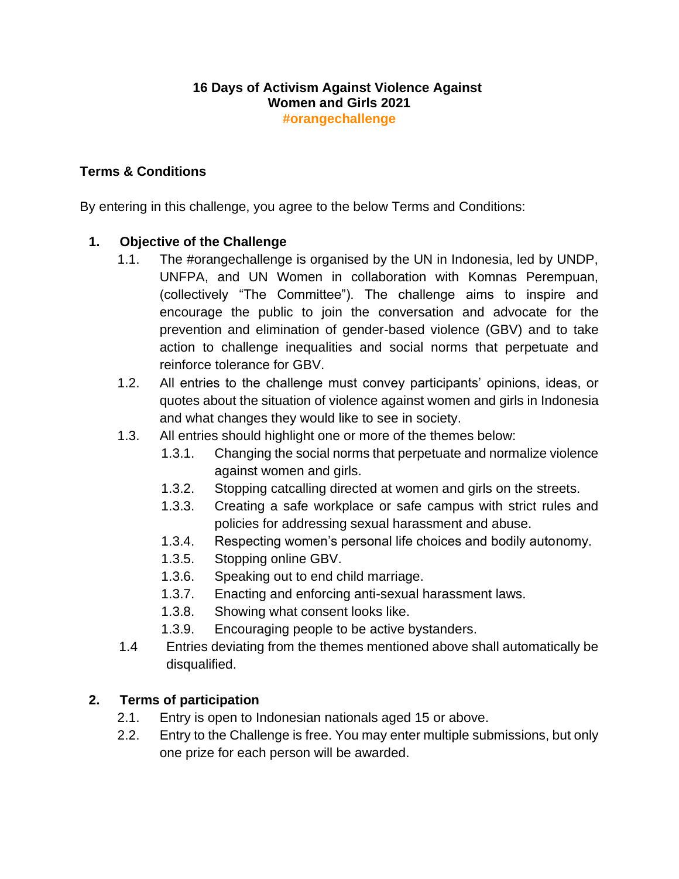# 16 Days of Activism Against Violence Against Women and Girls 2021

**#orangechallenge**

## Terms & Conditions

By entering in this challenge, you agree to the below Terms and Conditions:

### 1. Objective of the Challenge

1.1. The #orangechallenge is organised by the UN in Indonesia, led by UNDP, UNFPA, and UN Women in collaboration with Komnas Perempuan, (collectively "The Committee"). The challenge aims to inspire and encourage the public to join the conversation and advocate for the prevention and elimination of gender-based violence (GBV) and to take action to challenge inequalities and social norms that perpetuate and reinforce tolerance for GBV.

1.2. All entries to the challenge must convey participants' opinions, ideas, or quotes about the situation of violence against women and girls in Indonesia and what changes they would like to see in society.

1.3. All entries should highlight one or more of the themes below:

- 1.3.1. Changing the social norms that perpetuate and normalize violence against women and girls.
- 1.3.2. Stopping catcalling directed at women and girls on the streets.
- 1.3.3. Creating a safe workplace or safe campus with strict rules and policies for addressing sexual harassment and abuse.
- 1.3.4. Respecting women's personal life choices and bodily autonomy.
- 1.3.5. Stopping online GBV.
- 1.3.6. Speaking out to end child marriage.
- 1.3.7. Enacting and enforcing anti-sexual harassment laws.
- 1.3.8. Showing what consent looks like.
- 1.3.9. Encouraging people to be active bystanders.

1.4 Entries deviating from the themes mentioned above shall automatically be disqualified.

### 2. Terms of participation

2.1. Entry is open to Indonesian nationals aged 15 or above.

2.2. Entry to the Challenge is free. You may enter multiple submissions, but only one prize for each person will be awarded.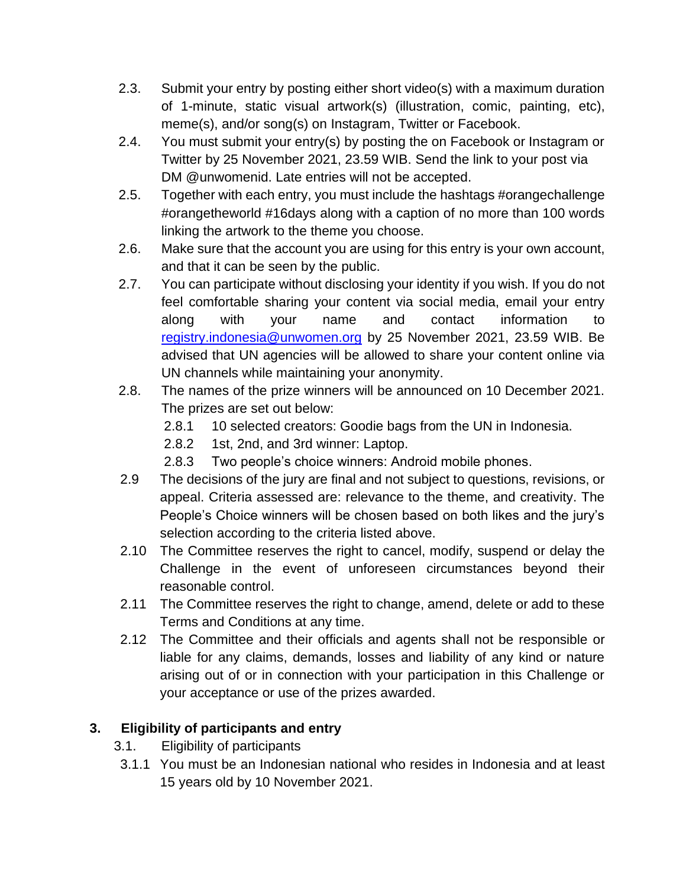2.3. Submit your entry by posting either short video(s) with a maximum duration of 1-minute, static visual artwork(s) (illustration, comic, painting, etc), meme(s), and/or song(s) on Instagram, Twitter or Facebook.

2.4. You must submit your entry(s) by posting the on Facebook or Instagram or Twitter by 25 November 2021, 23.59 WIB. Send the link to your post via DM @unwomenid. Late entries will not be accepted.

2.5. Together with each entry, you must include the hashtags #orangechallenge #orangetheworld #16days along with a caption of no more than 100 words linking the artwork to the theme you choose.

2.6. Make sure that the account you are using for this entry is your own account, and that it can be seen by the public.

2.7. You can participate without disclosing your identity if you wish. If you do not feel comfortable sharing your content via social media, email your entry along with your name and contact information to registry.indonesia@unwomen.org by 25 November 2021, 23.59 WIB. Be advised that UN agencies will be allowed to share your content online via UN channels while maintaining your anonymity.

2.8. The names of the prize winners will be announced on 10 December 2021. The prizes are set out below:

- 2.8.1 10 selected creators: Goodie bags from the UN in Indonesia.
- 2.8.2 1st, 2nd, and 3rd winner: Laptop.
- 2.8.3 Two people's choice winners: Android mobile phones.

2.9 The decisions of the jury are final and not subject to questions, revisions, or appeal. Criteria assessed are: relevance to the theme, and creativity. The People's Choice winners will be chosen based on both likes and the jury's selection according to the criteria listed above.

2.10 The Committee reserves the right to cancel, modify, suspend or delay the Challenge in the event of unforeseen circumstances beyond their reasonable control.

2.11 The Committee reserves the right to change, amend, delete or add to these Terms and Conditions at any time.

2.12 The Committee and their officials and agents shall not be responsible or liable for any claims, demands, losses and liability of any kind or nature arising out of or in connection with your participation in this Challenge or your acceptance or use of the prizes awarded.

## 3. Eligibility of participants and entry

3.1. Eligibility of participants

3.1.1 You must be an Indonesian national who resides in Indonesia and at least 15 years old by 10 November 2021.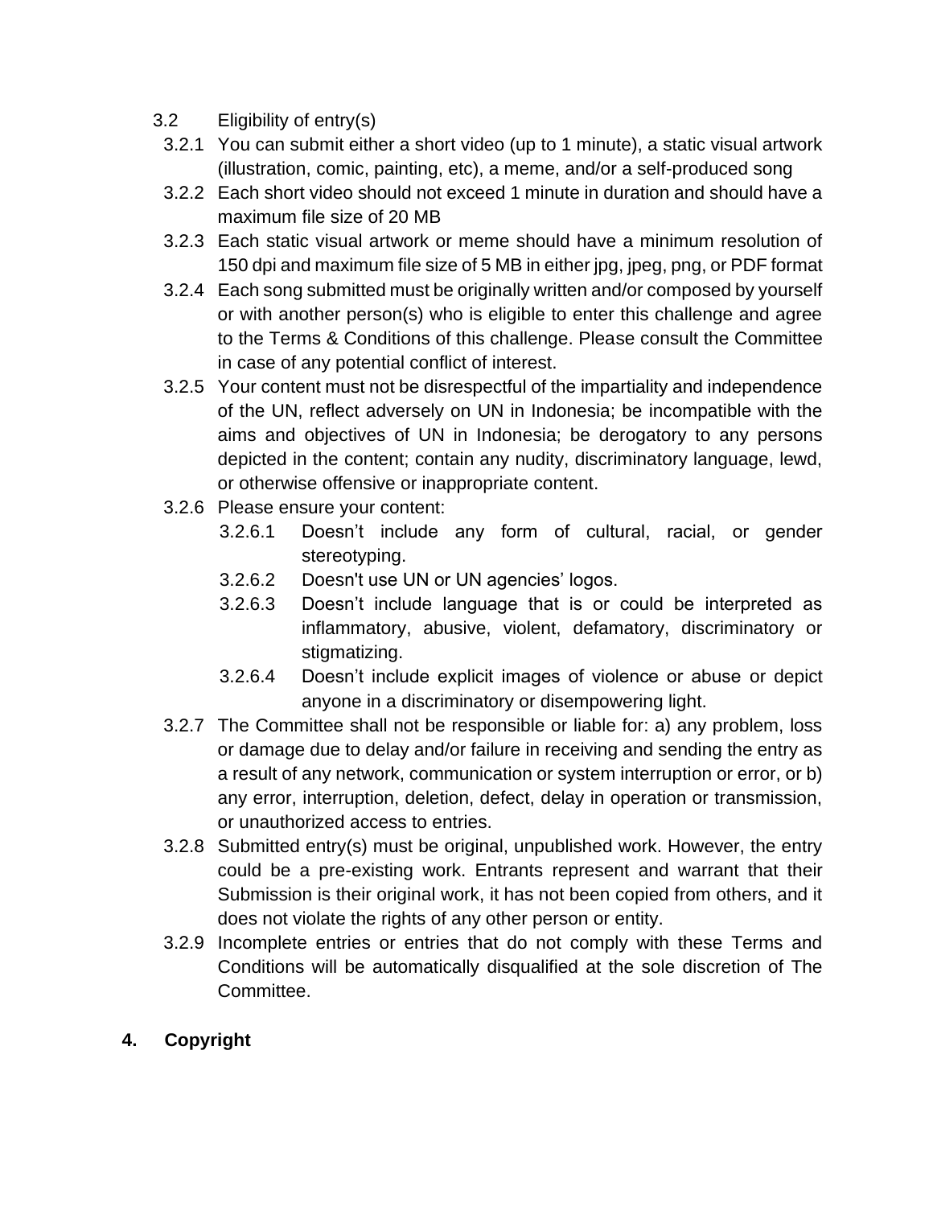3.2 Eligibility of entry(s)

3.2.1 You can submit either a short video (up to 1 minute), a static visual artwork (illustration, comic, painting, etc), a meme, and/or a self-produced song

3.2.2 Each short video should not exceed 1 minute in duration and should have a maximum file size of 20 MB

3.2.3 Each static visual artwork or meme should have a minimum resolution of 150 dpi and maximum file size of 5 MB in either jpg, jpeg, png, or PDF format

3.2.4 Each song submitted must be originally written and/or composed by yourself or with another person(s) who is eligible to enter this challenge and agree to the Terms & Conditions of this challenge. Please consult the Committee in case of any potential conflict of interest.

3.2.5 Your content must not be disrespectful of the impartiality and independence of the UN, reflect adversely on UN in Indonesia; be incompatible with the aims and objectives of UN in Indonesia; be derogatory to any persons depicted in the content; contain any nudity, discriminatory language, lewd, or otherwise offensive or inappropriate content.

3.2.6 Please ensure your content:

- 3.2.6.1 Doesn't include any form of cultural, racial, or gender stereotyping.
- 3.2.6.2 Doesn't use UN or UN agencies' logos.
- 3.2.6.3 Doesn't include language that is or could be interpreted as inflammatory, abusive, violent, defamatory, discriminatory or stigmatizing.
- 3.2.6.4 Doesn't include explicit images of violence or abuse or depict anyone in a discriminatory or disempowering light.

3.2.7 The Committee shall not be responsible or liable for: a) any problem, loss or damage due to delay and/or failure in receiving and sending the entry as a result of any network, communication or system interruption or error, or b) any error, interruption, deletion, defect, delay in operation or transmission, or unauthorized access to entries.

3.2.8 Submitted entry(s) must be original, unpublished work. However, the entry could be a pre-existing work. Entrants represent and warrant that their Submission is their original work, it has not been copied from others, and it does not violate the rights of any other person or entity.

3.2.9 Incomplete entries or entries that do not comply with these Terms and Conditions will be automatically disqualified at the sole discretion of The Committee.

## 4. Copyright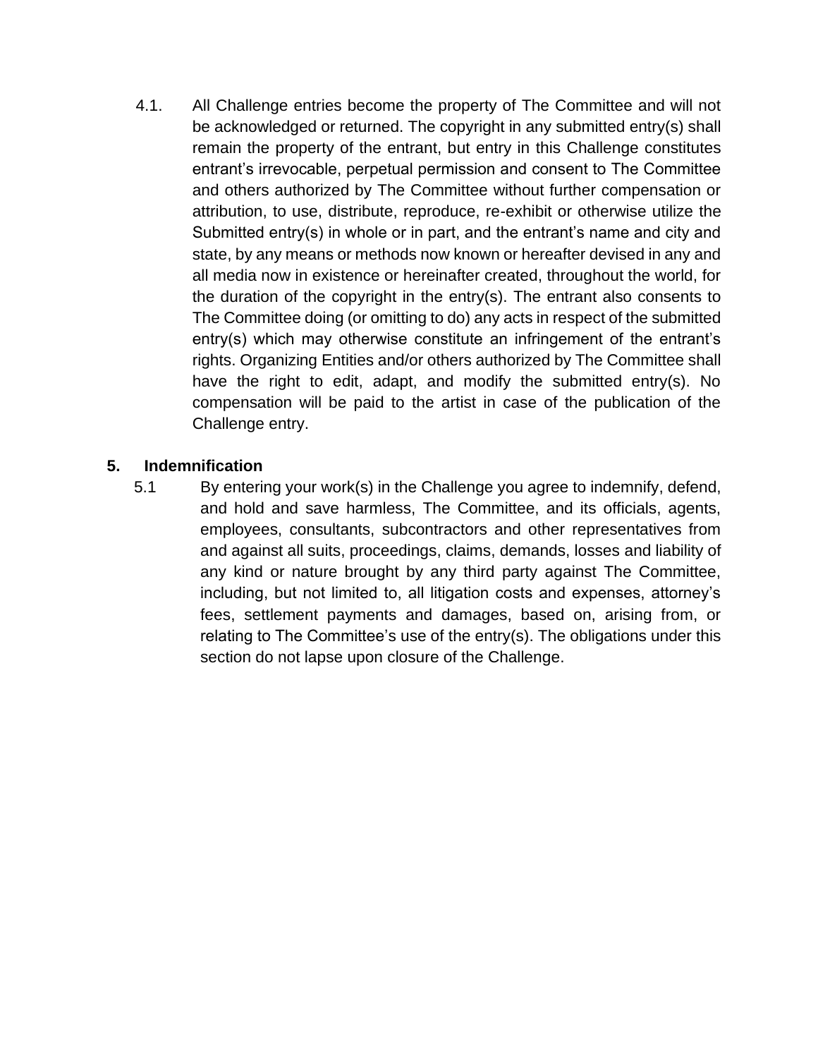4.1. All Challenge entries become the property of The Committee and will not be acknowledged or returned. The copyright in any submitted entry(s) shall remain the property of the entrant, but entry in this Challenge constitutes entrant's irrevocable, perpetual permission and consent to The Committee and others authorized by The Committee without further compensation or attribution, to use, distribute, reproduce, re-exhibit or otherwise utilize the Submitted entry(s) in whole or in part, and the entrant's name and city and state, by any means or methods now known or hereafter devised in any and all media now in existence or hereinafter created, throughout the world, for the duration of the copyright in the entry(s). The entrant also consents to The Committee doing (or omitting to do) any acts in respect of the submitted entry(s) which may otherwise constitute an infringement of the entrant's rights. Organizing Entities and/or others authorized by The Committee shall have the right to edit, adapt, and modify the submitted entry(s). No compensation will be paid to the artist in case of the publication of the Challenge entry.

## 5. Indemnification

5.1 By entering your work(s) in the Challenge you agree to indemnify, defend, and hold and save harmless, The Committee, and its officials, agents, employees, consultants, subcontractors and other representatives from and against all suits, proceedings, claims, demands, losses and liability of any kind or nature brought by any third party against The Committee, including, but not limited to, all litigation costs and expenses, attorney's fees, settlement payments and damages, based on, arising from, or relating to The Committee's use of the entry(s). The obligations under this section do not lapse upon closure of the Challenge.